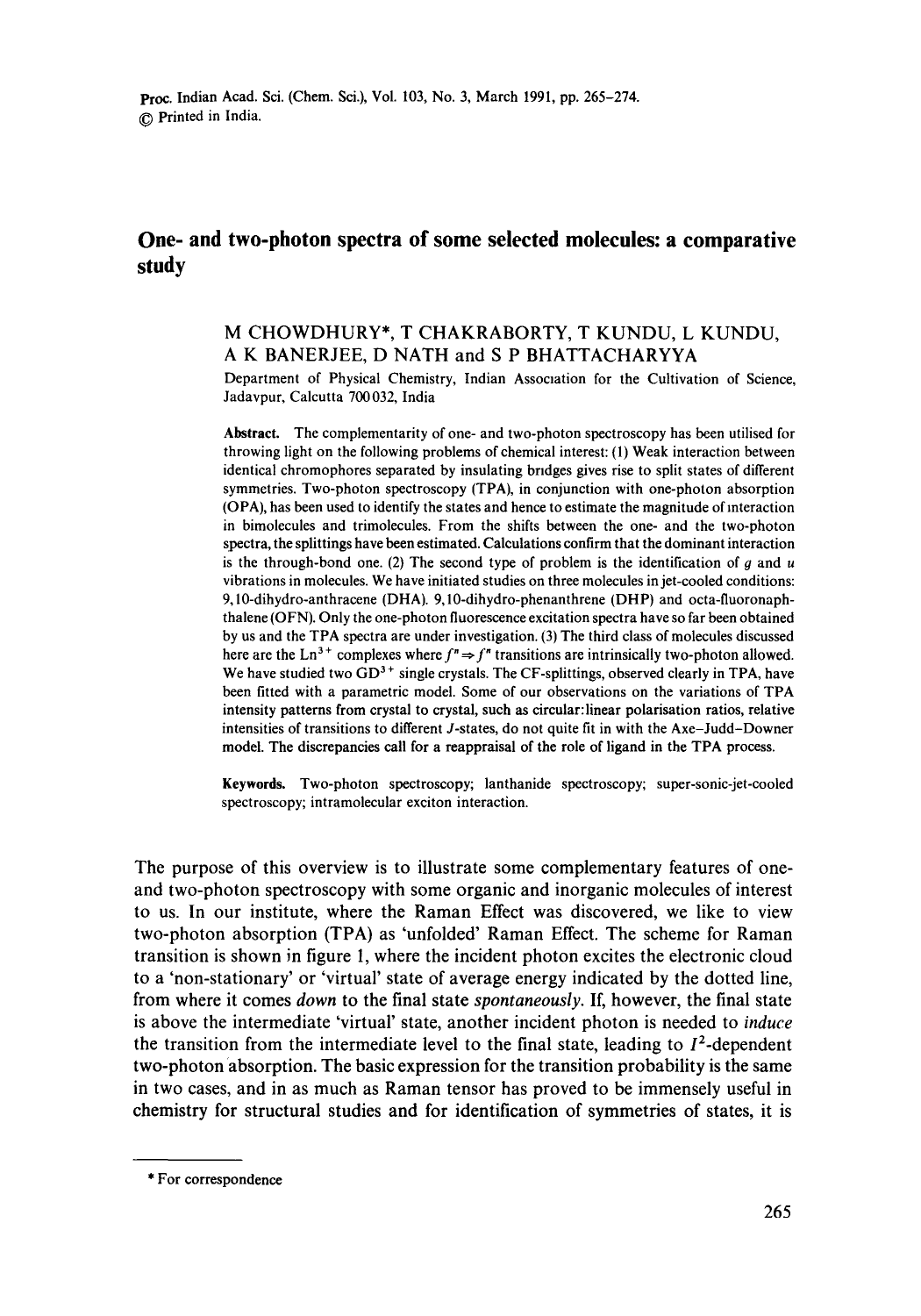# One- and two-photon spectra of some selected molecules: a comparative study

M CHOWDHURY*, T CHAKRABORTY, T KUNDU, L KUNDU, A K BANERJEE, D NATH and S P BHATTACHARYYA

Department of Physical Chemistry, Indian Association for the Cultivation of Science, Jadavpur, Calcutta 700032, India

**Abstract.** The complementarity of one- and two-photon spectroscopy has been utilised for throwing light on the following problems of chemical interest: (1) Weak interaction between identical chromophores separated by insulating bridges gives rise to split states of different symmetries. Two-photon spectroscopy (TPA), in conjunction with one-photon absorption (OPA), has been used to identify the states and hence to estimate the magnitude of interaction in bimolecules and trimolecules. From the shifts between the one- and the two-photon spectra, the splittings have been estimated. Calculations confirm that the dominant interaction is the through-bond one. (2) The second type of problem is the identification of $g$ and $u$ vibrations in molecules. We have initiated studies on three molecules in jet-cooled conditions: 9,10-dihydro-anthracene (DHA), 9,10-dihydro-phenanthrene (DHP) and octa-fluoronaphthalene (OFN). Only the one-photon fluorescence excitation spectra have so far been obtained by us and the TPA spectra are under investigation. (3) The third class of molecules discussed here are the $Ln^{3+}$ complexes where $f^n \Rightarrow f^n$ transitions are intrinsically two-photon allowed. We have studied two $GD^{3+}$ single crystals. The CF-splittings, observed clearly in TPA, have been fitted with a parametric model. Some of our observations on the variations of TPA intensity patterns from crystal to crystal, such as circular:linear polarisation ratios, relative intensities of transitions to different $J$-states, do not quite fit in with the Axe–Judd–Downer model. The discrepancies call for a reappraisal of the role of ligand in the TPA process.

**Keywords.** Two-photon spectroscopy; lanthanide spectroscopy; super-sonic-jet-cooled spectroscopy; intramolecular exciton interaction.

The purpose of this overview is to illustrate some complementary features of one- and two-photon spectroscopy with some organic and inorganic molecules of interest to us. In our institute, where the Raman Effect was discovered, we like to view two-photon absorption (TPA) as 'unfolded' Raman Effect. The scheme for Raman transition is shown in figure 1, where the incident photon excites the electronic cloud to a 'non-stationary' or 'virtual' state of average energy indicated by the dotted line, from where it comes *down* to the final state *spontaneously*. If, however, the final state is above the intermediate 'virtual' state, another incident photon is needed to *induce* the transition from the intermediate level to the final state, leading to $I^2$-dependent two-photon absorption. The basic expression for the transition probability is the same in two cases, and in as much as Raman tensor has proved to be immensely useful in chemistry for structural studies and for identification of symmetries of states, it is

\* For correspondence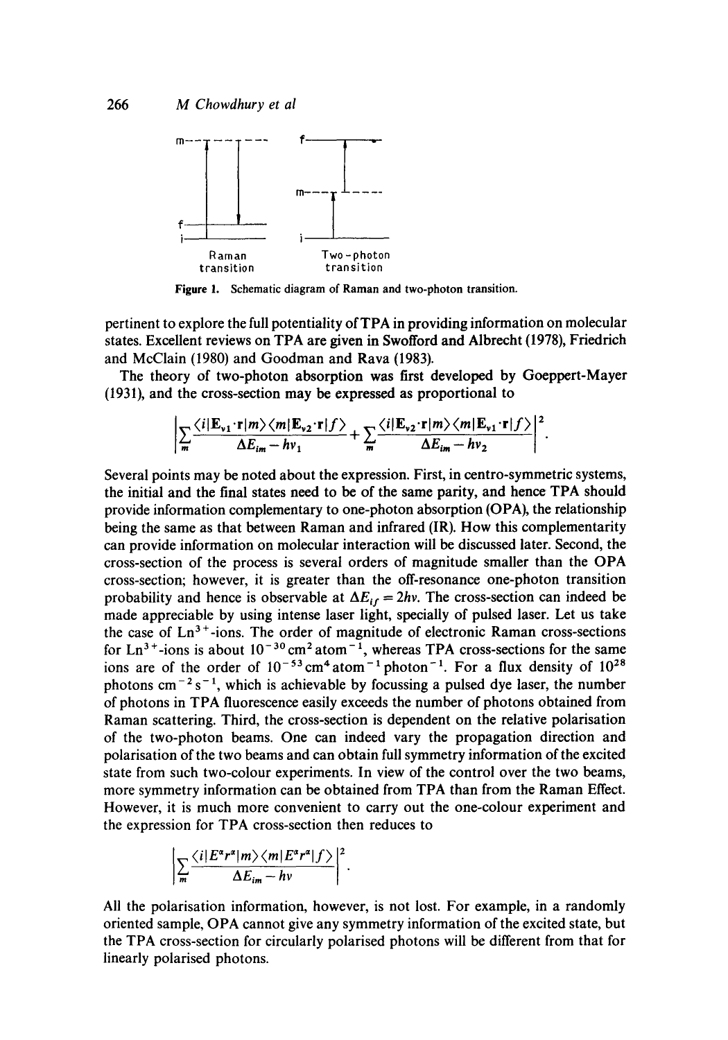Figure 1. Schematic diagram of Raman and two-photon transition.

pertinent to explore the full potentiality of TPA in providing information on molecular states. Excellent reviews on TPA are given in Swofford and Albrecht (1978), Friedrich and McClain (1980) and Goodman and Rava (1983).

The theory of two-photon absorption was first developed by Goeppert-Mayer (1931), and the cross-section may be expressed as proportional to

$$\left| \sum_m \frac{\langle i|\mathbf{E}_{\nu 1}\cdot\mathbf{r}|m\rangle\langle m|\mathbf{E}_{\nu 2}\cdot\mathbf{r}|f\rangle}{\Delta E_{im} - h\nu_1} + \sum_m \frac{\langle i|\mathbf{E}_{\nu 2}\cdot\mathbf{r}|m\rangle\langle m|\mathbf{E}_{\nu 1}\cdot\mathbf{r}|f\rangle}{\Delta E_{im} - h\nu_2} \right|^2.$$

Several points may be noted about the expression. First, in centro-symmetric systems, the initial and the final states need to be of the same parity, and hence TPA should provide information complementary to one-photon absorption (OPA), the relationship being the same as that between Raman and infrared (IR). How this complementarity can provide information on molecular interaction will be discussed later. Second, the cross-section of the process is several orders of magnitude smaller than the OPA cross-section; however, it is greater than the off-resonance one-photon transition probability and hence is observable at $\Delta E_{if} = 2h\nu$. The cross-section can indeed be made appreciable by using intense laser light, specially of pulsed laser. Let us take the case of $Ln^{3+}$-ions. The order of magnitude of electronic Raman cross-sections for $Ln^{3+}$-ions is about $10^{-30}\,\text{cm}^2\,\text{atom}^{-1}$, whereas TPA cross-sections for the same ions are of the order of $10^{-53}\,\text{cm}^4\,\text{atom}^{-1}\,\text{photon}^{-1}$. For a flux density of $10^{28}$ photons $\text{cm}^{-2}\,\text{s}^{-1}$, which is achievable by focussing a pulsed dye laser, the number of photons in TPA fluorescence easily exceeds the number of photons obtained from Raman scattering. Third, the cross-section is dependent on the relative polarisation of the two-photon beams. One can indeed vary the propagation direction and polarisation of the two beams and can obtain full symmetry information of the excited state from such two-colour experiments. In view of the control over the two beams, more symmetry information can be obtained from TPA than from the Raman Effect. However, it is much more convenient to carry out the one-colour experiment and the expression for TPA cross-section then reduces to

$$\left| \sum_m \frac{\langle i|E^\alpha r^\alpha|m\rangle\langle m|E^\alpha r^\alpha|f\rangle}{\Delta E_{im} - h\nu} \right|^2.$$

All the polarisation information, however, is not lost. For example, in a randomly oriented sample, OPA cannot give any symmetry information of the excited state, but the TPA cross-section for circularly polarised photons will be different from that for linearly polarised photons.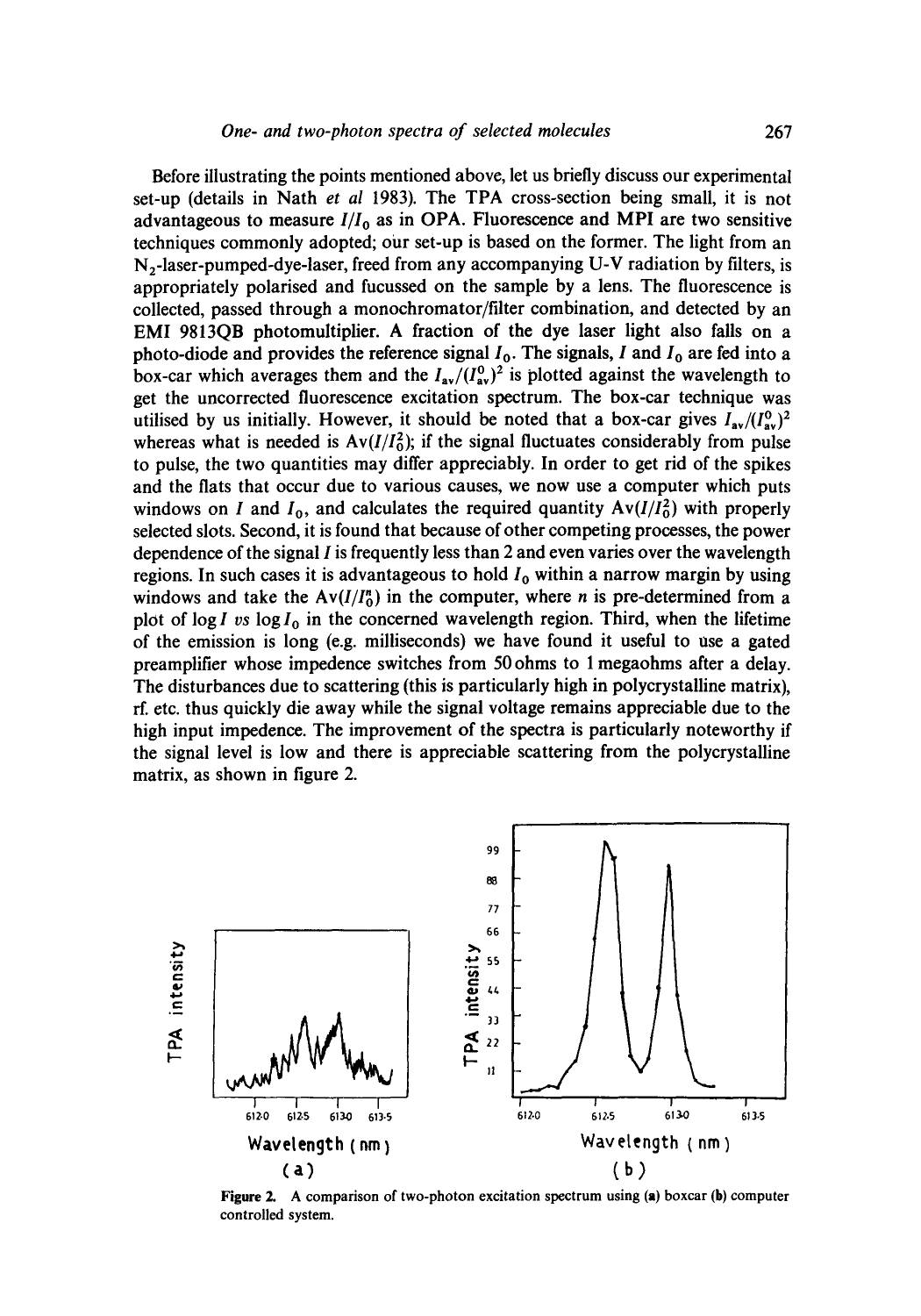Before illustrating the points mentioned above, let us briefly discuss our experimental set-up (details in Nath *et al* 1983). The TPA cross-section being small, it is not advantageous to measure $I/I_0$ as in OPA. Fluorescence and MPI are two sensitive techniques commonly adopted; our set-up is based on the former. The light from an $N_2$-laser-pumped-dye-laser, freed from any accompanying U-V radiation by filters, is appropriately polarised and fucussed on the sample by a lens. The fluorescence is collected, passed through a monochromator/filter combination, and detected by an EMI 9813QB photomultiplier. A fraction of the dye laser light also falls on a photo-diode and provides the reference signal $I_0$. The signals, $I$ and $I_0$ are fed into a box-car which averages them and the $I_{av}/(I^0_{av})^2$ is plotted against the wavelength to get the uncorrected fluorescence excitation spectrum. The box-car technique was utilised by us initially. However, it should be noted that a box-car gives $I_{av}/(I^0_{av})^2$ whereas what is needed is $\mathrm{Av}(I/I_0^2)$; if the signal fluctuates considerably from pulse to pulse, the two quantities may differ appreciably. In order to get rid of the spikes and the flats that occur due to various causes, we now use a computer which puts windows on $I$ and $I_0$, and calculates the required quantity $\mathrm{Av}(I/I_0^2)$ with properly selected slots. Second, it is found that because of other competing processes, the power dependence of the signal $I$ is frequently less than 2 and even varies over the wavelength regions. In such cases it is advantageous to hold $I_0$ within a narrow margin by using windows and take the $\mathrm{Av}(I/I_0^n)$ in the computer, where $n$ is pre-determined from a plot of $\log I$ *vs* $\log I_0$ in the concerned wavelength region. Third, when the lifetime of the emission is long (e.g. milliseconds) we have found it useful to use a gated preamplifier whose impedence switches from 50 ohms to 1 megaohms after a delay. The disturbances due to scattering (this is particularly high in polycrystalline matrix), rf. etc. thus quickly die away while the signal voltage remains appreciable due to the high input impedence. The improvement of the spectra is particularly noteworthy if the signal level is low and there is appreciable scattering from the polycrystalline matrix, as shown in figure 2.

**Figure 2.** A comparison of two-photon excitation spectrum using (**a**) boxcar (**b**) computer controlled system.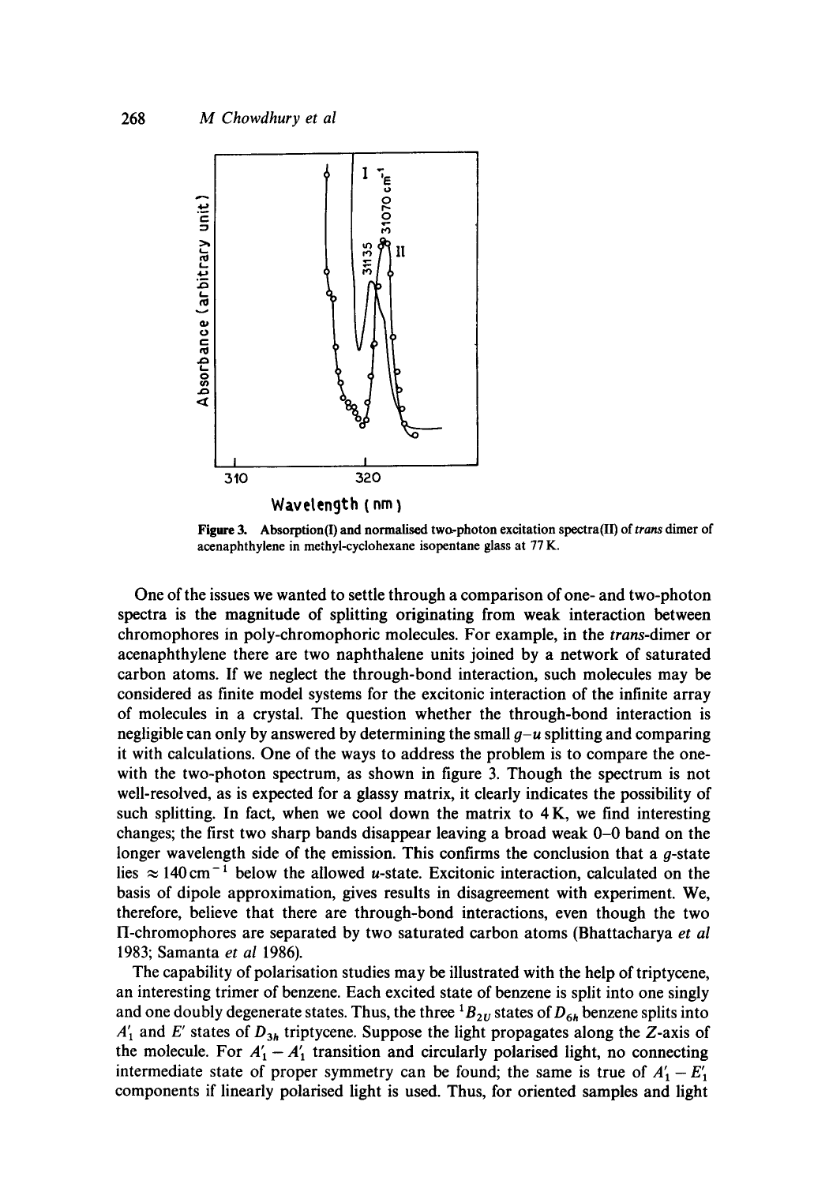Figure 3. Absorption(I) and normalised two-photon excitation spectra(II) of *trans* dimer of acenaphthylene in methyl-cyclohexane isopentane glass at 77 K.

One of the issues we wanted to settle through a comparison of one- and two-photon spectra is the magnitude of splitting originating from weak interaction between chromophores in poly-chromophoric molecules. For example, in the *trans*-dimer or acenaphthylene there are two naphthalene units joined by a network of saturated carbon atoms. If we neglect the through-bond interaction, such molecules may be considered as finite model systems for the excitonic interaction of the infinite array of molecules in a crystal. The question whether the through-bond interaction is negligible can only by answered by determining the small $g$–$u$ splitting and comparing it with calculations. One of the ways to address the problem is to compare the one-with the two-photon spectrum, as shown in figure 3. Though the spectrum is not well-resolved, as is expected for a glassy matrix, it clearly indicates the possibility of such splitting. In fact, when we cool down the matrix to 4 K, we find interesting changes; the first two sharp bands disappear leaving a broad weak 0–0 band on the longer wavelength side of the emission. This confirms the conclusion that a $g$-state lies $\approx 140\,\text{cm}^{-1}$ below the allowed $u$-state. Excitonic interaction, calculated on the basis of dipole approximation, gives results in disagreement with experiment. We, therefore, believe that there are through-bond interactions, even though the two $\Pi$-chromophores are separated by two saturated carbon atoms (Bhattacharya *et al* 1983; Samanta *et al* 1986).

The capability of polarisation studies may be illustrated with the help of triptycene, an interesting trimer of benzene. Each excited state of benzene is split into one singly and one doubly degenerate states. Thus, the three ${}^1B_{2U}$ states of $D_{6h}$ benzene splits into $A_1'$ and $E'$ states of $D_{3h}$ triptycene. Suppose the light propagates along the $Z$-axis of the molecule. For $A_1' - A_1'$ transition and circularly polarised light, no connecting intermediate state of proper symmetry can be found; the same is true of $A_1' - E_1'$ components if linearly polarised light is used. Thus, for oriented samples and light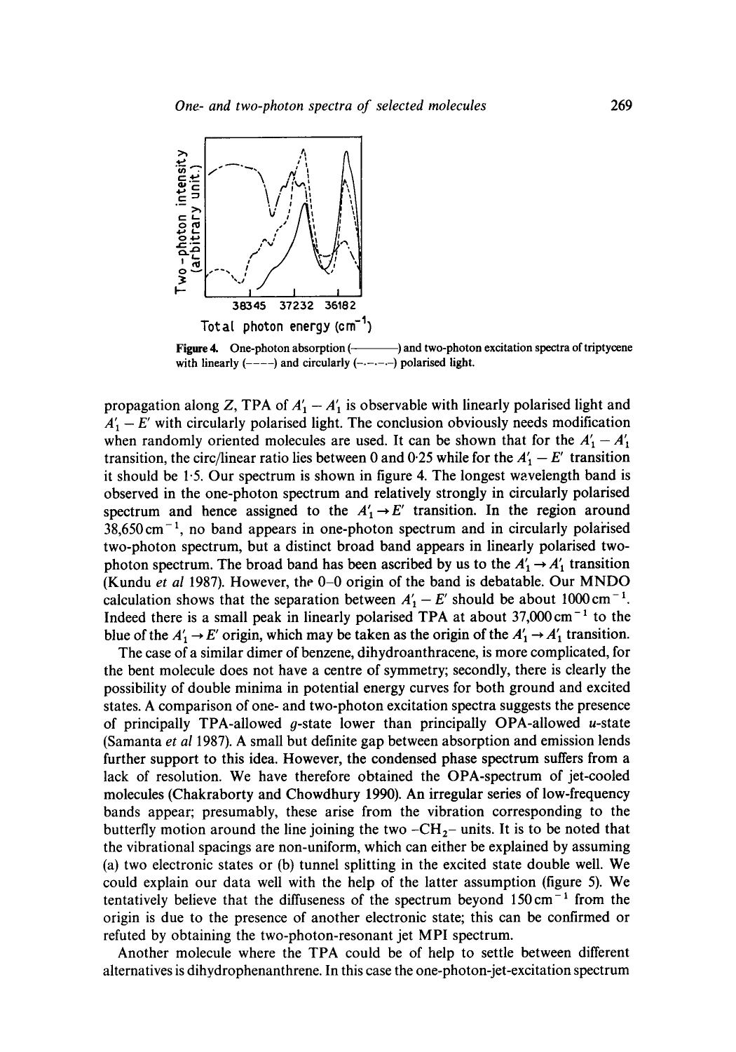**Figure 4.** One-photon absorption (————) and two-photon excitation spectra of triptycene with linearly (– – – –) and circularly (–.–.–.–) polarised light.

propagation along $Z$, TPA of $A_1' - A_1'$ is observable with linearly polarised light and $A_1' - E'$ with circularly polarised light. The conclusion obviously needs modification when randomly oriented molecules are used. It can be shown that for the $A_1' - A_1'$ transition, the circ/linear ratio lies between 0 and 0·25 while for the $A_1' - E'$ transition it should be 1·5. Our spectrum is shown in figure 4. The longest wavelength band is observed in the one-photon spectrum and relatively strongly in circularly polarised spectrum and hence assigned to the $A_1' \rightarrow E'$ transition. In the region around $38{,}650\,\mathrm{cm}^{-1}$, no band appears in one-photon spectrum and in circularly polarised two-photon spectrum, but a distinct broad band appears in linearly polarised two-photon spectrum. The broad band has been ascribed by us to the $A_1' \rightarrow A_1'$ transition (Kundu *et al* 1987). However, the 0–0 origin of the band is debatable. Our MNDO calculation shows that the separation between $A_1' - E'$ should be about $1000\,\mathrm{cm}^{-1}$. Indeed there is a small peak in linearly polarised TPA at about $37{,}000\,\mathrm{cm}^{-1}$ to the blue of the $A_1' \rightarrow E'$ origin, which may be taken as the origin of the $A_1' \rightarrow A_1'$ transition.

The case of a similar dimer of benzene, dihydroanthracene, is more complicated, for the bent molecule does not have a centre of symmetry; secondly, there is clearly the possibility of double minima in potential energy curves for both ground and excited states. A comparison of one- and two-photon excitation spectra suggests the presence of principally TPA-allowed $g$-state lower than principally OPA-allowed $u$-state (Samanta *et al* 1987). A small but definite gap between absorption and emission lends further support to this idea. However, the condensed phase spectrum suffers from a lack of resolution. We have therefore obtained the OPA-spectrum of jet-cooled molecules (Chakraborty and Chowdhury 1990). An irregular series of low-frequency bands appear; presumably, these arise from the vibration corresponding to the butterfly motion around the line joining the two $-CH_2-$ units. It is to be noted that the vibrational spacings are non-uniform, which can either be explained by assuming (a) two electronic states or (b) tunnel splitting in the excited state double well. We could explain our data well with the help of the latter assumption (figure 5). We tentatively believe that the diffuseness of the spectrum beyond $150\,\mathrm{cm}^{-1}$ from the origin is due to the presence of another electronic state; this can be confirmed or refuted by obtaining the two-photon-resonant jet MPI spectrum.

Another molecule where the TPA could be of help to settle between different alternatives is dihydrophenanthrene. In this case the one-photon-jet-excitation spectrum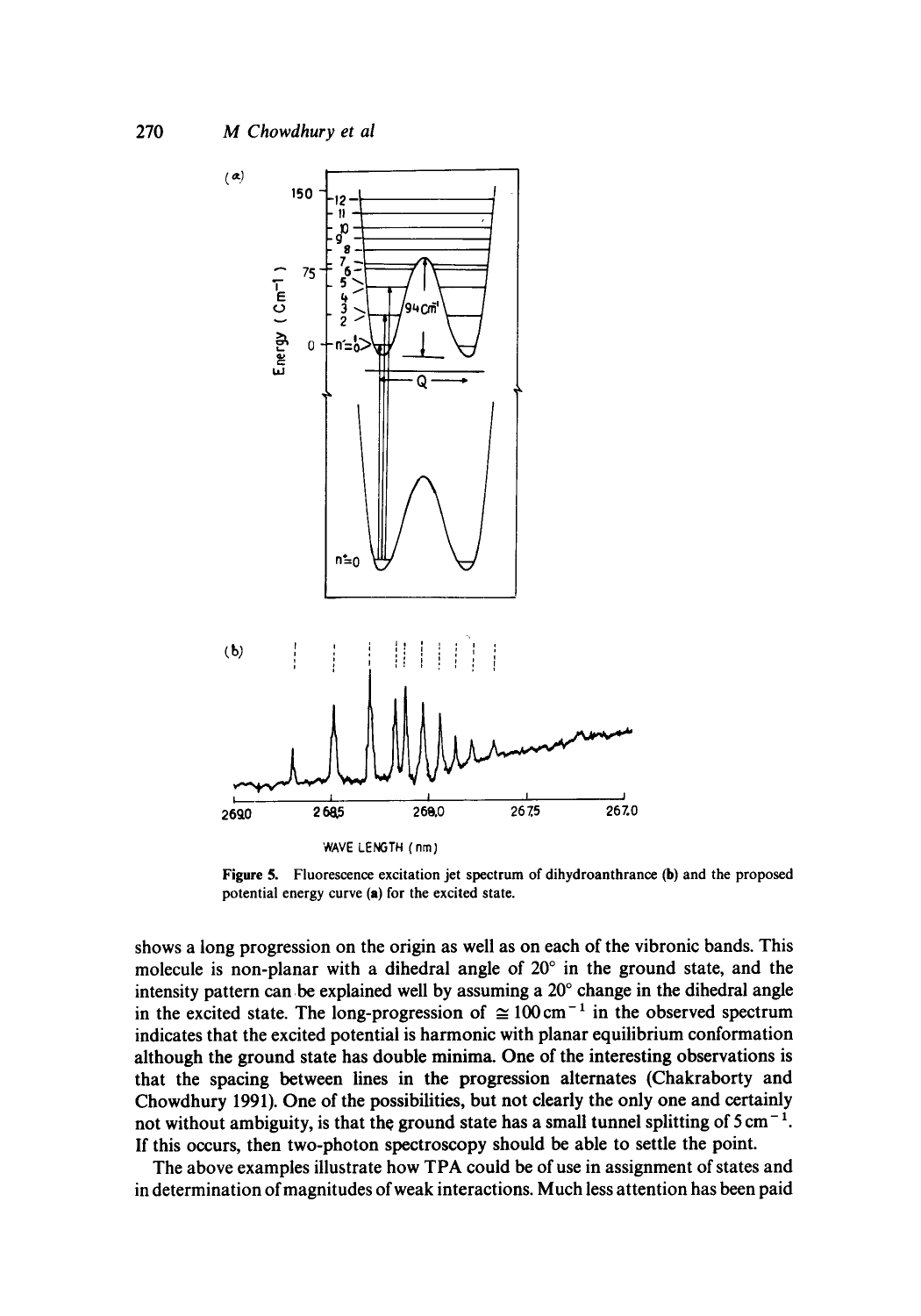**Figure 5.** Fluorescence excitation jet spectrum of dihydroanthrance (**b**) and the proposed potential energy curve (**a**) for the excited state.

shows a long progression on the origin as well as on each of the vibronic bands. This molecule is non-planar with a dihedral angle of 20° in the ground state, and the intensity pattern can be explained well by assuming a 20° change in the dihedral angle in the excited state. The long-progression of $\cong 100\,\mathrm{cm}^{-1}$ in the observed spectrum indicates that the excited potential is harmonic with planar equilibrium conformation although the ground state has double minima. One of the interesting observations is that the spacing between lines in the progression alternates (Chakraborty and Chowdhury 1991). One of the possibilities, but not clearly the only one and certainly not without ambiguity, is that the ground state has a small tunnel splitting of $5\,\mathrm{cm}^{-1}$. If this occurs, then two-photon spectroscopy should be able to settle the point.

The above examples illustrate how TPA could be of use in assignment of states and in determination of magnitudes of weak interactions. Much less attention has been paid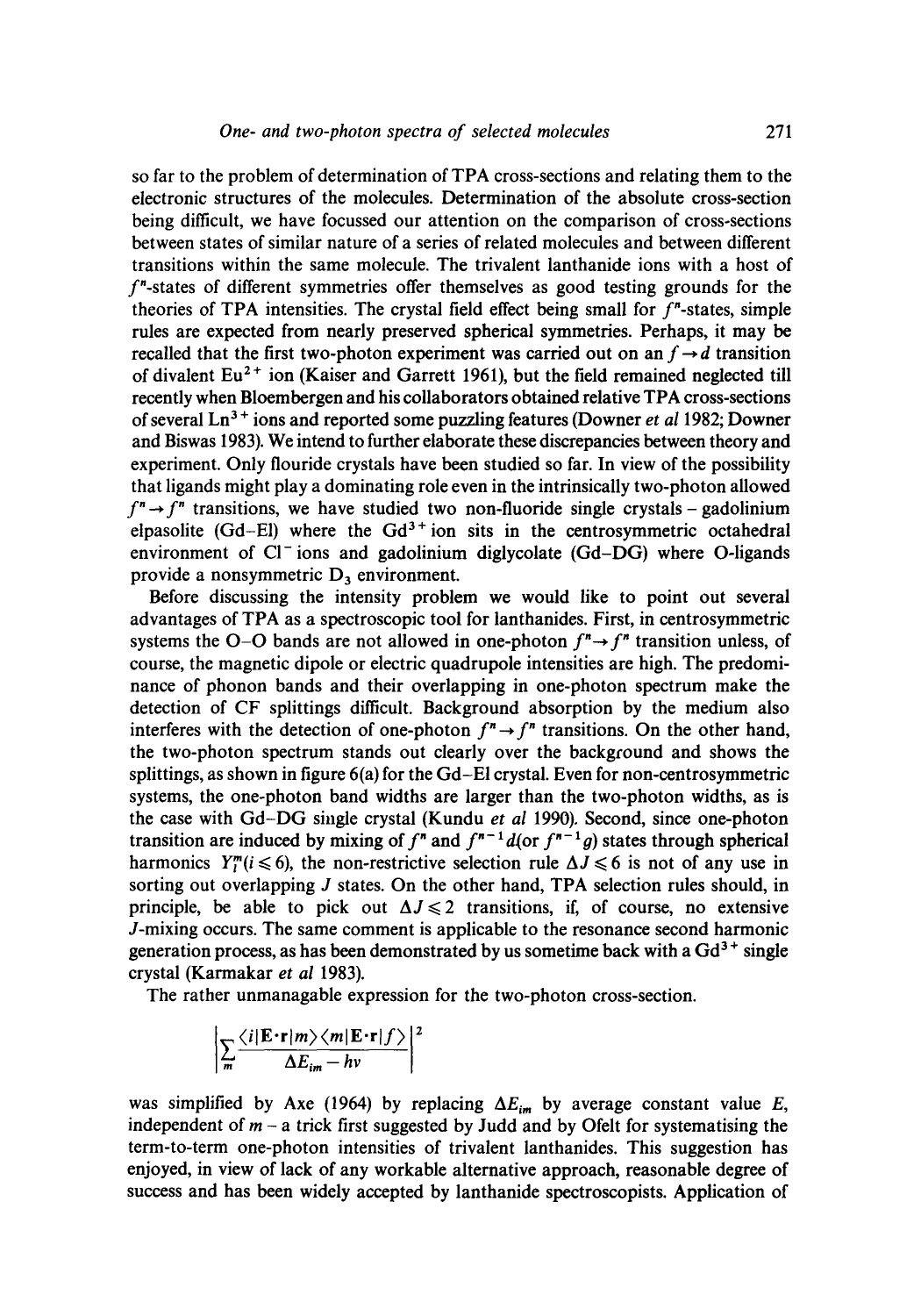so far to the problem of determination of TPA cross-sections and relating them to the electronic structures of the molecules. Determination of the absolute cross-section being difficult, we have focussed our attention on the comparison of cross-sections between states of similar nature of a series of related molecules and between different transitions within the same molecule. The trivalent lanthanide ions with a host of $f^n$-states of different symmetries offer themselves as good testing grounds for the theories of TPA intensities. The crystal field effect being small for $f^n$-states, simple rules are expected from nearly preserved spherical symmetries. Perhaps, it may be recalled that the first two-photon experiment was carried out on an $f \rightarrow d$ transition of divalent $Eu^{2+}$ ion (Kaiser and Garrett 1961), but the field remained neglected till recently when Bloembergen and his collaborators obtained relative TPA cross-sections of several $Ln^{3+}$ ions and reported some puzzling features (Downer *et al* 1982; Downer and Biswas 1983). We intend to further elaborate these discrepancies between theory and experiment. Only flouride crystals have been studied so far. In view of the possibility that ligands might play a dominating role even in the intrinsically two-photon allowed $f^n \rightarrow f^n$ transitions, we have studied two non-fluoride single crystals – gadolinium elpasolite (Gd–El) where the $Gd^{3+}$ ion sits in the centrosymmetric octahedral environment of $Cl^-$ ions and gadolinium diglycolate (Gd–DG) where O-ligands provide a nonsymmetric $D_3$ environment.

Before discussing the intensity problem we would like to point out several advantages of TPA as a spectroscopic tool for lanthanides. First, in centrosymmetric systems the O–O bands are not allowed in one-photon $f^n \rightarrow f^n$ transition unless, of course, the magnetic dipole or electric quadrupole intensities are high. The predominance of phonon bands and their overlapping in one-photon spectrum make the detection of CF splittings difficult. Background absorption by the medium also interferes with the detection of one-photon $f^n \rightarrow f^n$ transitions. On the other hand, the two-photon spectrum stands out clearly over the background and shows the splittings, as shown in figure 6(a) for the Gd–El crystal. Even for non-centrosymmetric systems, the one-photon band widths are larger than the two-photon widths, as is the case with Gd–DG single crystal (Kundu *et al* 1990). Second, since one-photon transition are induced by mixing of $f^n$ and $f^{n-1}d$(or $f^{n-1}g$) states through spherical harmonics $Y_l^m (l \leqslant 6)$, the non-restrictive selection rule $\Delta J \leqslant 6$ is not of any use in sorting out overlapping $J$ states. On the other hand, TPA selection rules should, in principle, be able to pick out $\Delta J \leqslant 2$ transitions, if, of course, no extensive $J$-mixing occurs. The same comment is applicable to the resonance second harmonic generation process, as has been demonstrated by us sometime back with a $Gd^{3+}$ single crystal (Karmakar *et al* 1983).

The rather unmanagable expression for the two-photon cross-section.

$$\left| \sum_m \frac{\langle i|\mathbf{E}\cdot\mathbf{r}|m\rangle\langle m|\mathbf{E}\cdot\mathbf{r}|f\rangle}{\Delta E_{im} - h\nu} \right|^2$$

was simplified by Axe (1964) by replacing $\Delta E_{im}$ by average constant value $E$, independent of $m$ – a trick first suggested by Judd and by Ofelt for systematising the term-to-term one-photon intensities of trivalent lanthanides. This suggestion has enjoyed, in view of lack of any workable alternative approach, reasonable degree of success and has been widely accepted by lanthanide spectroscopists. Application of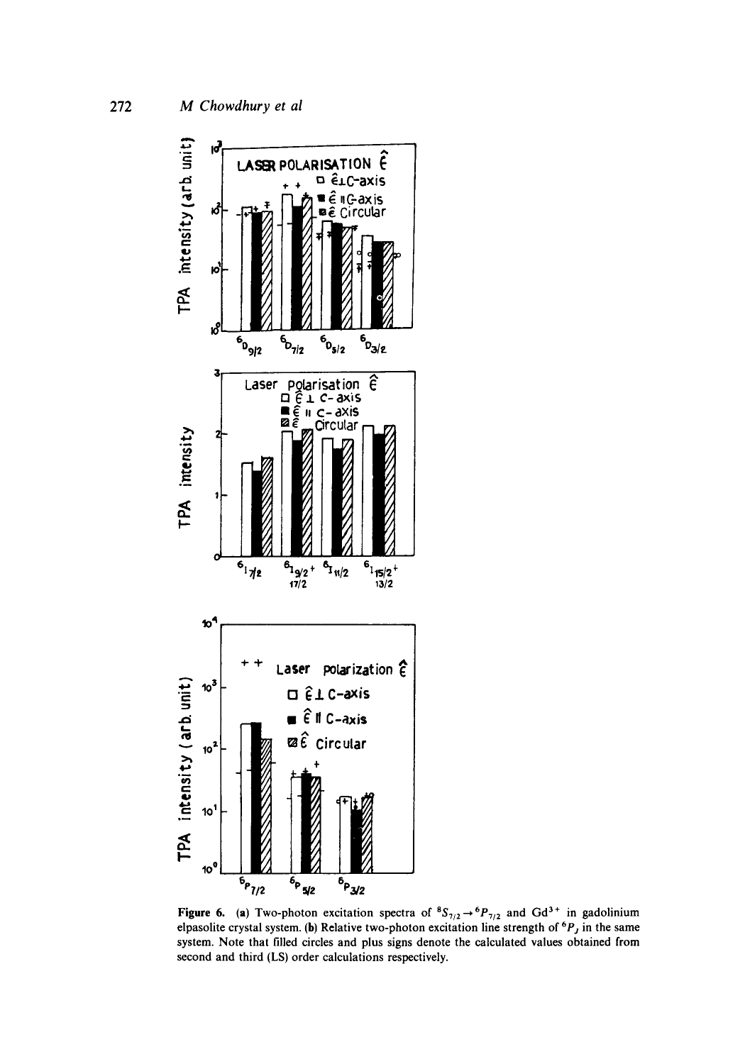Figure 6. (a) Two-photon excitation spectra of ${}^8S_{7/2} \rightarrow {}^6P_{7/2}$ and $Gd^{3+}$ in gadolinium elpasolite crystal system. (b) Relative two-photon excitation line strength of ${}^6P_J$ in the same system. Note that filled circles and plus signs denote the calculated values obtained from second and third (LS) order calculations respectively.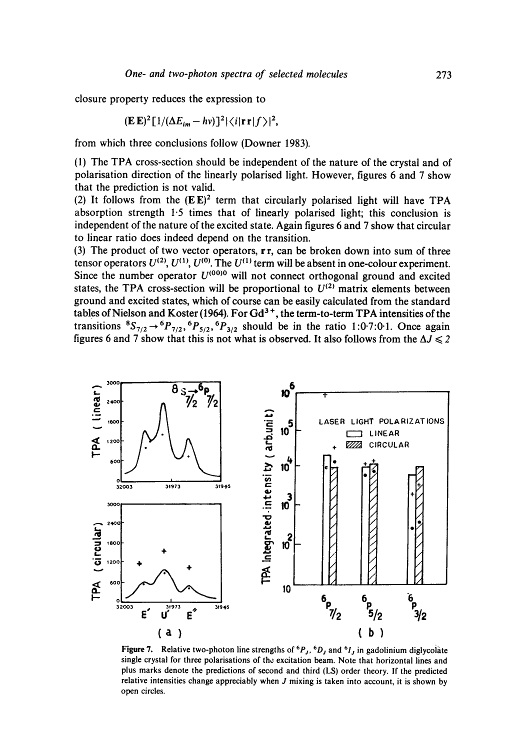closure property reduces the expression to

$$(\mathbf{E}\,\mathbf{E})^2[1/(\Delta E_{im} - h\nu)]^2|\langle i|\mathbf{r}\,\mathbf{r}|f\rangle|^2,$$

from which three conclusions follow (Downer 1983).

(1) The TPA cross-section should be independent of the nature of the crystal and of polarisation direction of the linearly polarised light. However, figures 6 and 7 show that the prediction is not valid.

(2) It follows from the $(\mathbf{E}\,\mathbf{E})^2$ term that circularly polarised light will have TPA absorption strength 1·5 times that of linearly polarised light; this conclusion is independent of the nature of the excited state. Again figures 6 and 7 show that circular to linear ratio does indeed depend on the transition.

(3) The product of two vector operators, $\mathbf{r}\,\mathbf{r}$, can be broken down into sum of three tensor operators $U^{(2)}$, $U^{(1)}$, $U^{(0)}$. The $U^{(1)}$ term will be absent in one-colour experiment. Since the number operator $U^{(00)0}$ will not connect orthogonal ground and excited states, the TPA cross-section will be proportional to $U^{(2)}$ matrix elements between ground and excited states, which of course can be easily calculated from the standard tables of Nielson and Koster (1964). For $Gd^{3+}$, the term-to-term TPA intensities of the transitions ${}^8S_{7/2} \rightarrow {}^6P_{7/2}, {}^6P_{5/2}, {}^6P_{3/2}$ should be in the ratio 1:0·7:0·1. Once again figures 6 and 7 show that this is not what is observed. It also follows from the $\Delta J \leqslant 2$

**Figure 7.** Relative two-photon line strengths of ${}^6P_J$, ${}^6D_J$ and ${}^6I_J$ in gadolinium diglycolate single crystal for three polarisations of the excitation beam. Note that horizontal lines and plus marks denote the predictions of second and third (LS) order theory. If the predicted relative intensities change appreciably when $J$ mixing is taken into account, it is shown by open circles.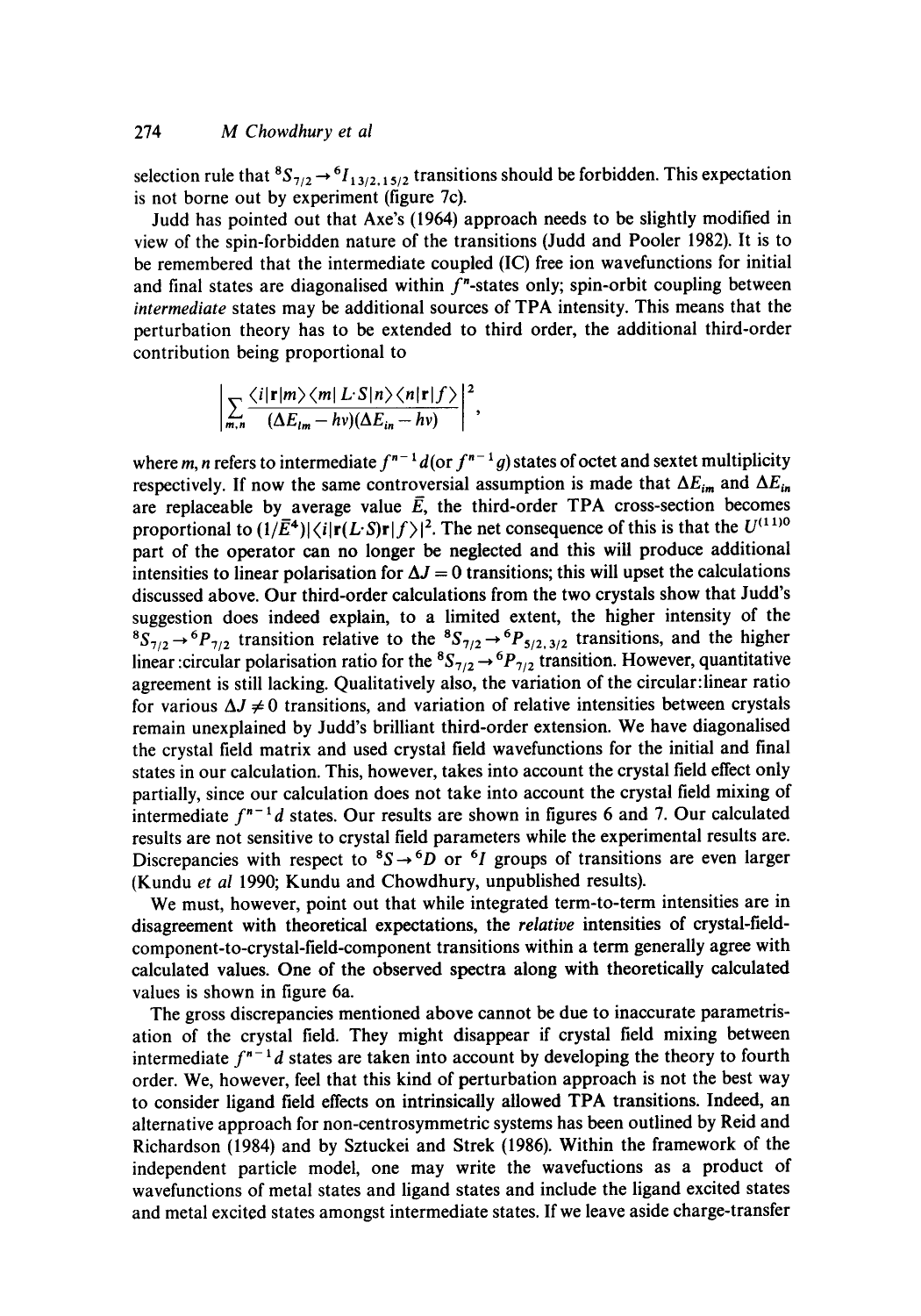selection rule that $^8S_{7/2} \rightarrow {}^6I_{13/2,15/2}$ transitions should be forbidden. This expectation is not borne out by experiment (figure 7c).

Judd has pointed out that Axe's (1964) approach needs to be slightly modified in view of the spin-forbidden nature of the transitions (Judd and Pooler 1982). It is to be remembered that the intermediate coupled (IC) free ion wavefunctions for initial and final states are diagonalised within $f^n$-states only; spin-orbit coupling between *intermediate* states may be additional sources of TPA intensity. This means that the perturbation theory has to be extended to third order, the additional third-order contribution being proportional to

$$\left| \sum_{m,n} \frac{\langle i|\mathbf{r}|m\rangle\langle m|\, L{\cdot}S|n\rangle\langle n|\mathbf{r}|f\rangle}{(\Delta E_{Im} - h\nu)(\Delta E_{in} - h\nu)} \right|^2,$$

where $m, n$ refers to intermediate $f^{n-1}d$ (or $f^{n-1}g$) states of octet and sextet multiplicity respectively. If now the same controversial assumption is made that $\Delta E_{im}$ and $\Delta E_{in}$ are replaceable by average value $\bar{E}$, the third-order TPA cross-section becomes proportional to $(1/\bar{E}^4)|\langle i|\mathbf{r}(L{\cdot}S)\mathbf{r}|f\rangle|^2$. The net consequence of this is that the $U^{(11)0}$ part of the operator can no longer be neglected and this will produce additional intensities to linear polarisation for $\Delta J = 0$ transitions; this will upset the calculations discussed above. Our third-order calculations from the two crystals show that Judd's suggestion does indeed explain, to a limited extent, the higher intensity of the $^8S_{7/2} \rightarrow {}^6P_{7/2}$ transition relative to the $^8S_{7/2} \rightarrow {}^6P_{5/2,3/2}$ transitions, and the higher linear:circular polarisation ratio for the $^8S_{7/2} \rightarrow {}^6P_{7/2}$ transition. However, quantitative agreement is still lacking. Qualitatively also, the variation of the circular:linear ratio for various $\Delta J \neq 0$ transitions, and variation of relative intensities between crystals remain unexplained by Judd's brilliant third-order extension. We have diagonalised the crystal field matrix and used crystal field wavefunctions for the initial and final states in our calculation. This, however, takes into account the crystal field effect only partially, since our calculation does not take into account the crystal field mixing of intermediate $f^{n-1}d$ states. Our results are shown in figures 6 and 7. Our calculated results are not sensitive to crystal field parameters while the experimental results are. Discrepancies with respect to $^8S \rightarrow {}^6D$ or $^6I$ groups of transitions are even larger (Kundu *et al* 1990; Kundu and Chowdhury, unpublished results).

We must, however, point out that while integrated term-to-term intensities are in disagreement with theoretical expectations, the *relative* intensities of crystal-field-component-to-crystal-field-component transitions within a term generally agree with calculated values. One of the observed spectra along with theoretically calculated values is shown in figure 6a.

The gross discrepancies mentioned above cannot be due to inaccurate parametrisation of the crystal field. They might disappear if crystal field mixing between intermediate $f^{n-1}d$ states are taken into account by developing the theory to fourth order. We, however, feel that this kind of perturbation approach is not the best way to consider ligand field effects on intrinsically allowed TPA transitions. Indeed, an alternative approach for non-centrosymmetric systems has been outlined by Reid and Richardson (1984) and by Sztuckei and Strek (1986). Within the framework of the independent particle model, one may write the wavefuctions as a product of wavefunctions of metal states and ligand states and include the ligand excited states and metal excited states amongst intermediate states. If we leave aside charge-transfer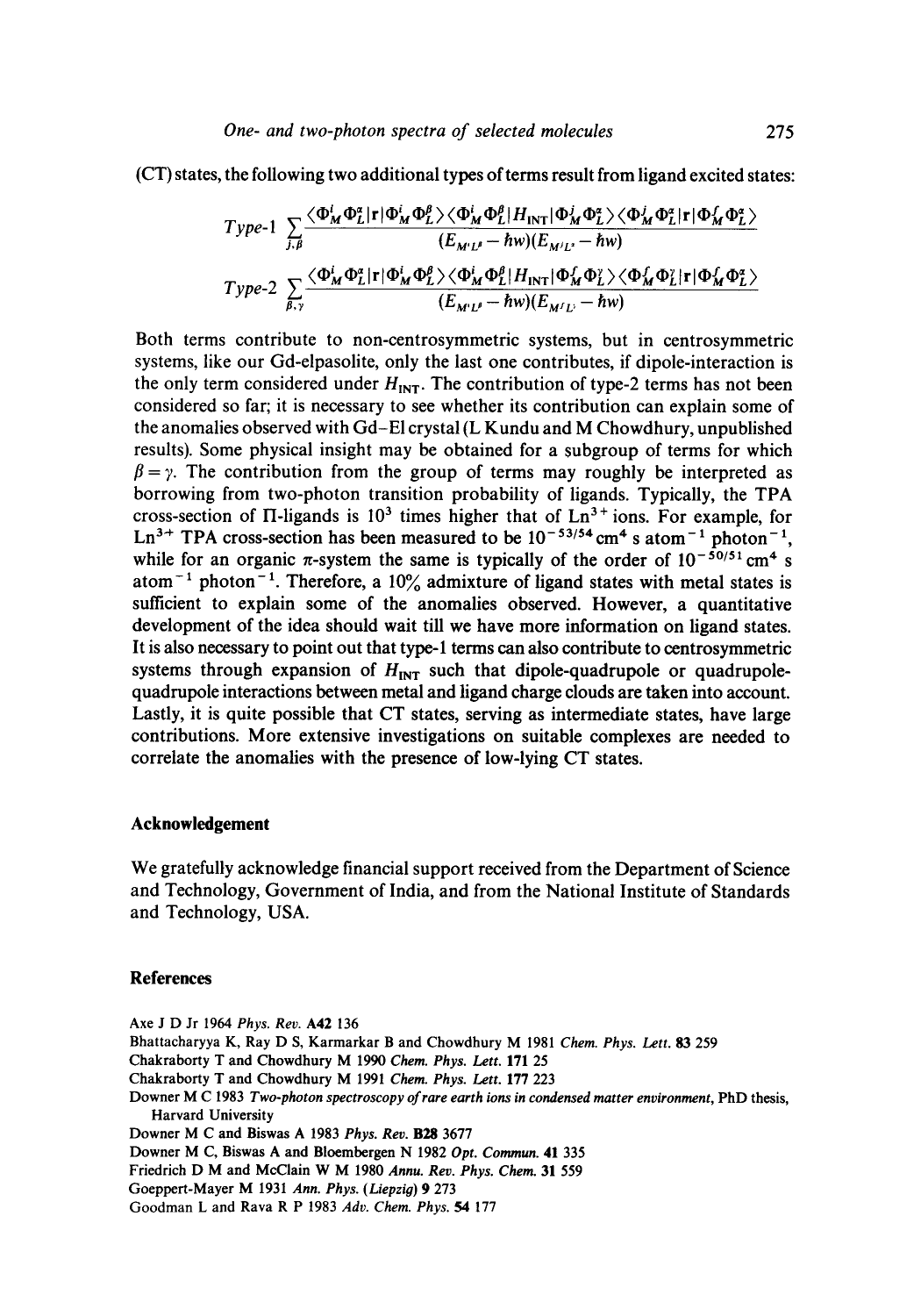(CT) states, the following two additional types of terms result from ligand excited states:

$$\text{Type-1} \sum_{j,\beta} \frac{\langle \Phi_M^i \Phi_L^\alpha | \mathbf{r} | \Phi_M^i \Phi_L^\beta \rangle \langle \Phi_M^i \Phi_L^\beta | H_{\text{INT}} | \Phi_M^j \Phi_L^\alpha \rangle \langle \Phi_M^j \Phi_L^\alpha | \mathbf{r} | \Phi_M^f \Phi_L^\alpha \rangle}{(E_{M^i L^\beta} - \hbar w)(E_{M^j L^\alpha} - \hbar w)}$$

$$\text{Type-2} \sum_{\beta,\gamma} \frac{\langle \Phi_M^i \Phi_L^\alpha | \mathbf{r} | \Phi_M^i \Phi_L^\beta \rangle \langle \Phi_M^i \Phi_L^\beta | H_{\text{INT}} | \Phi_M^f \Phi_L^\gamma \rangle \langle \Phi_M^f \Phi_L^\gamma | \mathbf{r} | \Phi_M^f \Phi_L^\alpha \rangle}{(E_{M^i L^\beta} - \hbar w)(E_{M^f L^\gamma} - \hbar w)}$$

Both terms contribute to non-centrosymmetric systems, but in centrosymmetric systems, like our Gd-elpasolite, only the last one contributes, if dipole-interaction is the only term considered under $H_{\text{INT}}$. The contribution of type-2 terms has not been considered so far; it is necessary to see whether its contribution can explain some of the anomalies observed with Gd–El crystal (L Kundu and M Chowdhury, unpublished results). Some physical insight may be obtained for a subgroup of terms for which $\beta = \gamma$. The contribution from the group of terms may roughly be interpreted as borrowing from two-photon transition probability of ligands. Typically, the TPA cross-section of $\Pi$-ligands is $10^3$ times higher that of $Ln^{3+}$ ions. For example, for $Ln^{3+}$ TPA cross-section has been measured to be $10^{-53/54}$ cm$^4$ s atom$^{-1}$ photon$^{-1}$, while for an organic $\pi$-system the same is typically of the order of $10^{-50/51}$ cm$^4$ s atom$^{-1}$ photon$^{-1}$. Therefore, a 10% admixture of ligand states with metal states is sufficient to explain some of the anomalies observed. However, a quantitative development of the idea should wait till we have more information on ligand states. It is also necessary to point out that type-1 terms can also contribute to centrosymmetric systems through expansion of $H_{\text{INT}}$ such that dipole-quadrupole or quadrupole-quadrupole interactions between metal and ligand charge clouds are taken into account. Lastly, it is quite possible that CT states, serving as intermediate states, have large contributions. More extensive investigations on suitable complexes are needed to correlate the anomalies with the presence of low-lying CT states.

## Acknowledgement

We gratefully acknowledge financial support received from the Department of Science and Technology, Government of India, and from the National Institute of Standards and Technology, USA.

## References

Axe J D Jr 1964 *Phys. Rev.* **A42** 136

Bhattacharyya K, Ray D S, Karmarkar B and Chowdhury M 1981 *Chem. Phys. Lett.* **83** 259

Chakraborty T and Chowdhury M 1990 *Chem. Phys. Lett.* **171** 25

Chakraborty T and Chowdhury M 1991 *Chem. Phys. Lett.* **177** 223

Downer M C 1983 *Two-photon spectroscopy of rare earth ions in condensed matter environment*, PhD thesis, Harvard University

Downer M C and Biswas A 1983 *Phys. Rev.* **B28** 3677

Downer M C, Biswas A and Bloembergen N 1982 *Opt. Commun.* **41** 335

Friedrich D M and McClain W M 1980 *Annu. Rev. Phys. Chem.* **31** 559

Goeppert-Mayer M 1931 *Ann. Phys. (Liepzig)* **9** 273

Goodman L and Rava R P 1983 *Adv. Chem. Phys.* **54** 177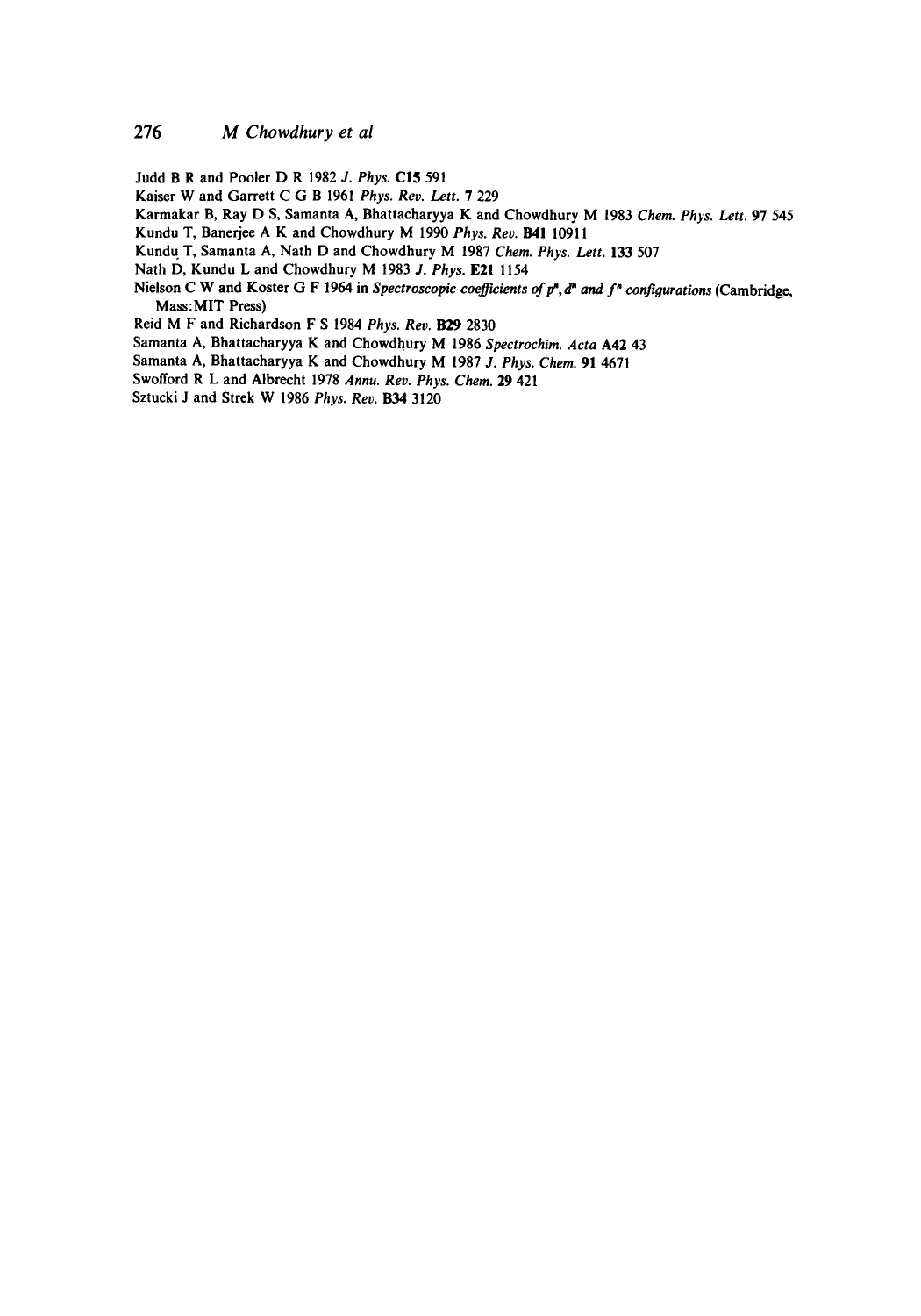Judd B R and Pooler D R 1982 *J. Phys.* **C15** 591

Kaiser W and Garrett C G B 1961 *Phys. Rev. Lett.* **7** 229

Karmakar B, Ray D S, Samanta A, Bhattacharyya K and Chowdhury M 1983 *Chem. Phys. Lett.* **97** 545

Kundu T, Banerjee A K and Chowdhury M 1990 *Phys. Rev.* **B41** 10911

Kundu T, Samanta A, Nath D and Chowdhury M 1987 *Chem. Phys. Lett.* **133** 507

Nath D, Kundu L and Chowdhury M 1983 *J. Phys.* **E21** 1154

Nielson C W and Koster G F 1964 in *Spectroscopic coefficients of $p^n$, $d^n$ and $f^n$ configurations* (Cambridge, Mass: MIT Press)

Reid M F and Richardson F S 1984 *Phys. Rev.* **B29** 2830

Samanta A, Bhattacharyya K and Chowdhury M 1986 *Spectrochim. Acta* **A42** 43

Samanta A, Bhattacharyya K and Chowdhury M 1987 *J. Phys. Chem.* **91** 4671

Swofford R L and Albrecht 1978 *Annu. Rev. Phys. Chem.* **29** 421

Sztucki J and Strek W 1986 *Phys. Rev.* **B34** 3120